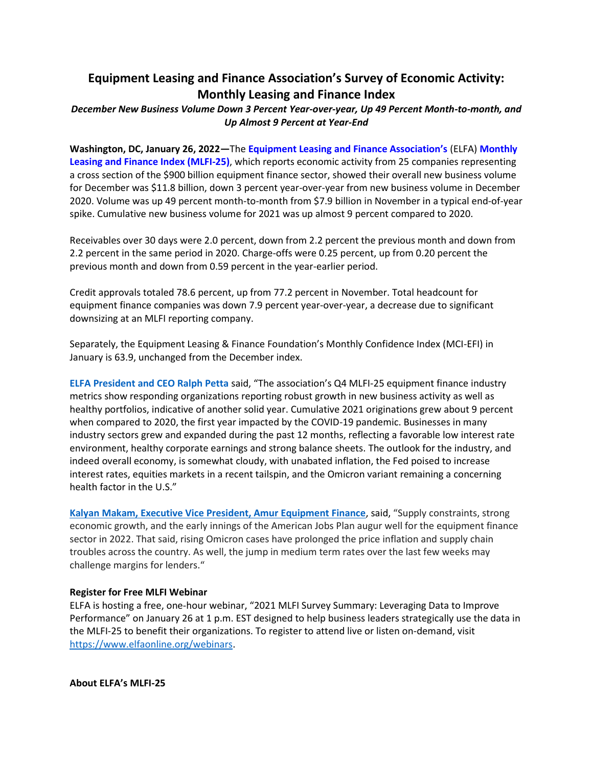# Equipment Leasing and Finance Association's Survey of Economic Activity: Monthly Leasing and Finance Index

***December New Business Volume Down 3 Percent Year-over-year, Up 49 Percent Month-to-month, and Up Almost 9 Percent at Year-End***

**Washington, DC, January 26, 2022—**The **Equipment Leasing and Finance Association's** (ELFA) **Monthly Leasing and Finance Index (MLFI-25)**, which reports economic activity from 25 companies representing a cross section of the $900 billion equipment finance sector, showed their overall new business volume for December was $11.8 billion, down 3 percent year-over-year from new business volume in December 2020. Volume was up 49 percent month-to-month from $7.9 billion in November in a typical end-of-year spike. Cumulative new business volume for 2021 was up almost 9 percent compared to 2020.

Receivables over 30 days were 2.0 percent, down from 2.2 percent the previous month and down from 2.2 percent in the same period in 2020. Charge-offs were 0.25 percent, up from 0.20 percent the previous month and down from 0.59 percent in the year-earlier period.

Credit approvals totaled 78.6 percent, up from 77.2 percent in November. Total headcount for equipment finance companies was down 7.9 percent year-over-year, a decrease due to significant downsizing at an MLFI reporting company.

Separately, the Equipment Leasing & Finance Foundation's Monthly Confidence Index (MCI-EFI) in January is 63.9, unchanged from the December index.

**ELFA President and CEO Ralph Petta** said, "The association's Q4 MLFI-25 equipment finance industry metrics show responding organizations reporting robust growth in new business activity as well as healthy portfolios, indicative of another solid year. Cumulative 2021 originations grew about 9 percent when compared to 2020, the first year impacted by the COVID-19 pandemic. Businesses in many industry sectors grew and expanded during the past 12 months, reflecting a favorable low interest rate environment, healthy corporate earnings and strong balance sheets. The outlook for the industry, and indeed overall economy, is somewhat cloudy, with unabated inflation, the Fed poised to increase interest rates, equities markets in a recent tailspin, and the Omicron variant remaining a concerning health factor in the U.S."

**Kalyan Makam, Executive Vice President, Amur Equipment Finance**, said, "Supply constraints, strong economic growth, and the early innings of the American Jobs Plan augur well for the equipment finance sector in 2022. That said, rising Omicron cases have prolonged the price inflation and supply chain troubles across the country. As well, the jump in medium term rates over the last few weeks may challenge margins for lenders."

**Register for Free MLFI Webinar**

ELFA is hosting a free, one-hour webinar, "2021 MLFI Survey Summary: Leveraging Data to Improve Performance" on January 26 at 1 p.m. EST designed to help business leaders strategically use the data in the MLFI-25 to benefit their organizations. To register to attend live or listen on-demand, visit https://www.elfaonline.org/webinars.

**About ELFA's MLFI-25**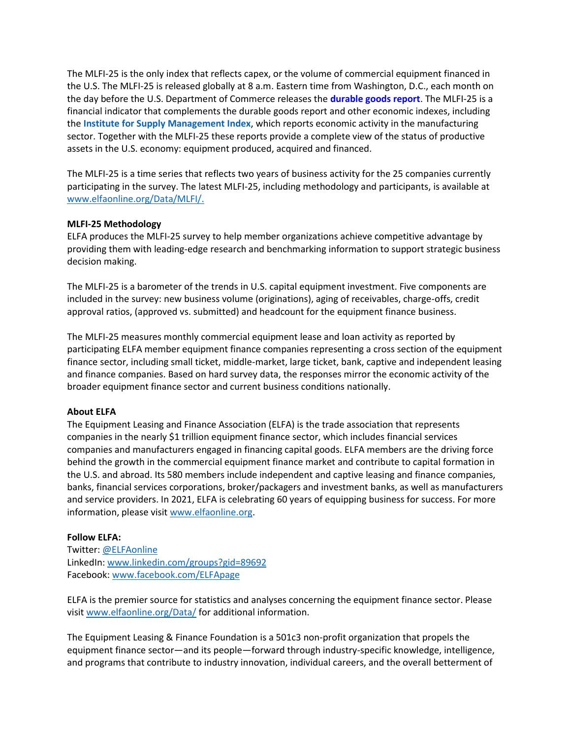The MLFI-25 is the only index that reflects capex, or the volume of commercial equipment financed in the U.S. The MLFI-25 is released globally at 8 a.m. Eastern time from Washington, D.C., each month on the day before the U.S. Department of Commerce releases the **durable goods report**. The MLFI-25 is a financial indicator that complements the durable goods report and other economic indexes, including the **Institute for Supply Management Index**, which reports economic activity in the manufacturing sector. Together with the MLFI-25 these reports provide a complete view of the status of productive assets in the U.S. economy: equipment produced, acquired and financed.

The MLFI-25 is a time series that reflects two years of business activity for the 25 companies currently participating in the survey. The latest MLFI-25, including methodology and participants, is available at www.elfaonline.org/Data/MLFI/.

**MLFI-25 Methodology**
ELFA produces the MLFI-25 survey to help member organizations achieve competitive advantage by providing them with leading-edge research and benchmarking information to support strategic business decision making.

The MLFI-25 is a barometer of the trends in U.S. capital equipment investment. Five components are included in the survey: new business volume (originations), aging of receivables, charge-offs, credit approval ratios, (approved vs. submitted) and headcount for the equipment finance business.

The MLFI-25 measures monthly commercial equipment lease and loan activity as reported by participating ELFA member equipment finance companies representing a cross section of the equipment finance sector, including small ticket, middle-market, large ticket, bank, captive and independent leasing and finance companies. Based on hard survey data, the responses mirror the economic activity of the broader equipment finance sector and current business conditions nationally.

**About ELFA**
The Equipment Leasing and Finance Association (ELFA) is the trade association that represents companies in the nearly $1 trillion equipment finance sector, which includes financial services companies and manufacturers engaged in financing capital goods. ELFA members are the driving force behind the growth in the commercial equipment finance market and contribute to capital formation in the U.S. and abroad. Its 580 members include independent and captive leasing and finance companies, banks, financial services corporations, broker/packagers and investment banks, as well as manufacturers and service providers. In 2021, ELFA is celebrating 60 years of equipping business for success. For more information, please visit www.elfaonline.org.

**Follow ELFA:**
Twitter: @ELFAonline
LinkedIn: www.linkedin.com/groups?gid=89692
Facebook: www.facebook.com/ELFApage

ELFA is the premier source for statistics and analyses concerning the equipment finance sector. Please visit www.elfaonline.org/Data/ for additional information.

The Equipment Leasing & Finance Foundation is a 501c3 non-profit organization that propels the equipment finance sector—and its people—forward through industry-specific knowledge, intelligence, and programs that contribute to industry innovation, individual careers, and the overall betterment of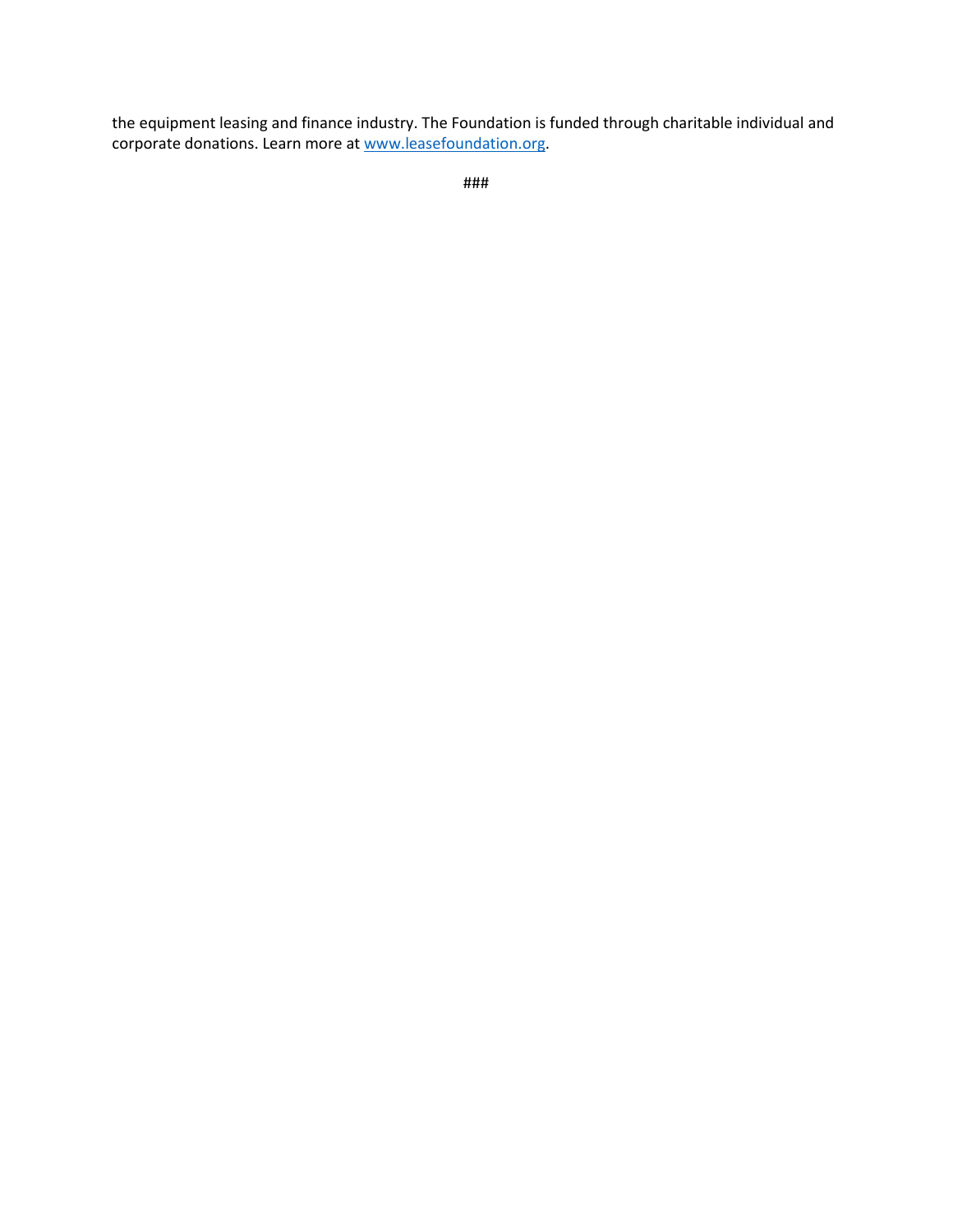the equipment leasing and finance industry. The Foundation is funded through charitable individual and corporate donations. Learn more at [www.leasefoundation.org](http://www.leasefoundation.org).

###